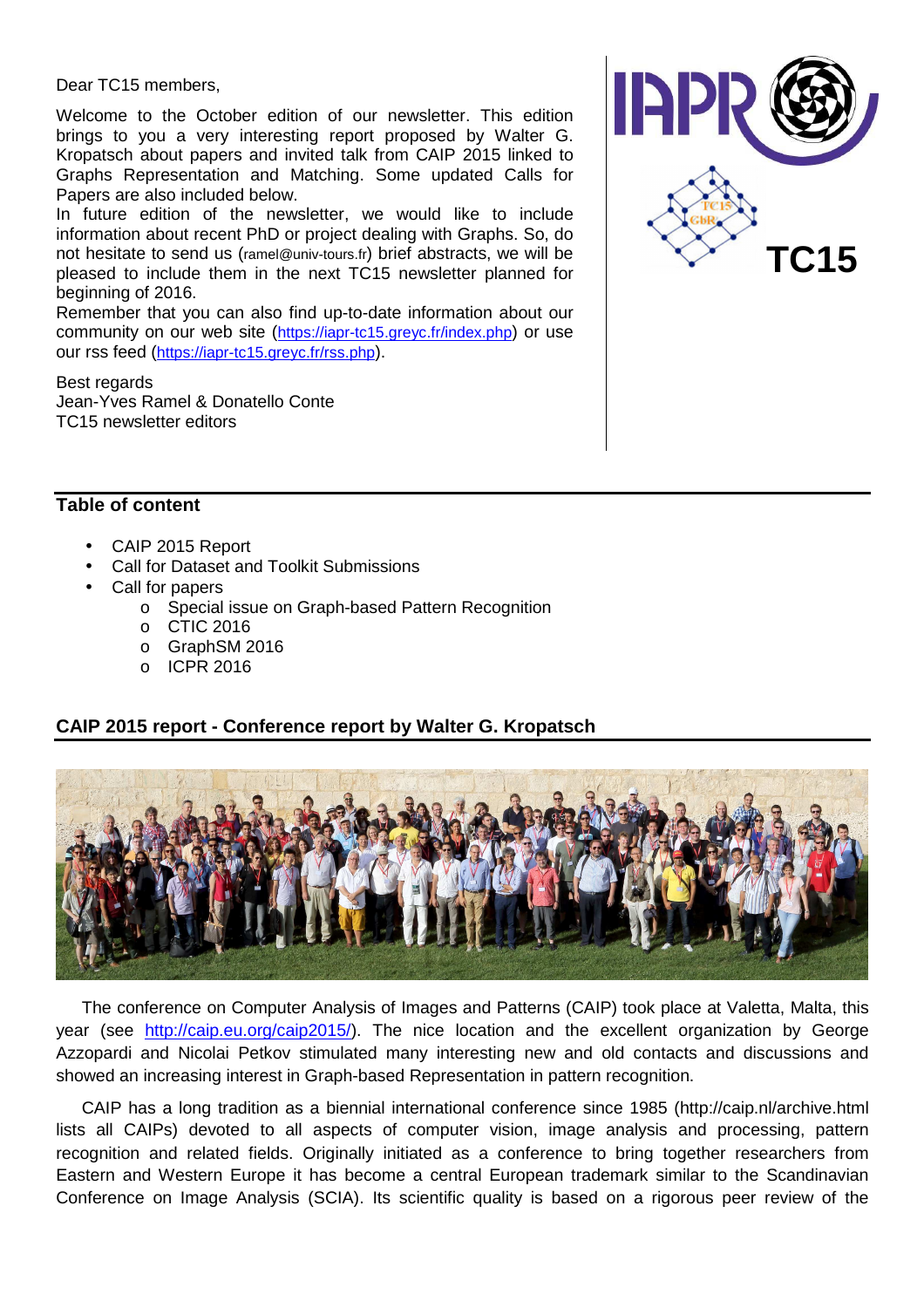Dear TC15 members,

Welcome to the October edition of our newsletter. This edition brings to you a very interesting report proposed by Walter G. Kropatsch about papers and invited talk from CAIP 2015 linked to Graphs Representation and Matching. Some updated Calls for Papers are also included below.

In future edition of the newsletter, we would like to include information about recent PhD or project dealing with Graphs. So, do not hesitate to send us (ramel@univ-tours.fr) brief abstracts, we will be pleased to include them in the next TC15 newsletter planned for beginning of 2016.

Remember that you can also find up-to-date information about our community on our web site (https://iapr-tc15.greyc.fr/index.php) or use our rss feed (https://iapr-tc15.greyc.fr/rss.php).

Best regards
Jean-Yves Ramel & Donatello Conte
TC15 newsletter editors

IAPR TC15

## Table of content

- CAIP 2015 Report
- Call for Dataset and Toolkit Submissions
- Call for papers
  - Special issue on Graph-based Pattern Recognition
  - CTIC 2016
  - GraphSM 2016
  - ICPR 2016

## CAIP 2015 report - Conference report by Walter G. Kropatsch

The conference on Computer Analysis of Images and Patterns (CAIP) took place at Valetta, Malta, this year (see http://caip.eu.org/caip2015/). The nice location and the excellent organization by George Azzopardi and Nicolai Petkov stimulated many interesting new and old contacts and discussions and showed an increasing interest in Graph-based Representation in pattern recognition.

CAIP has a long tradition as a biennial international conference since 1985 (http://caip.nl/archive.html lists all CAIPs) devoted to all aspects of computer vision, image analysis and processing, pattern recognition and related fields. Originally initiated as a conference to bring together researchers from Eastern and Western Europe it has become a central European trademark similar to the Scandinavian Conference on Image Analysis (SCIA). Its scientific quality is based on a rigorous peer review of the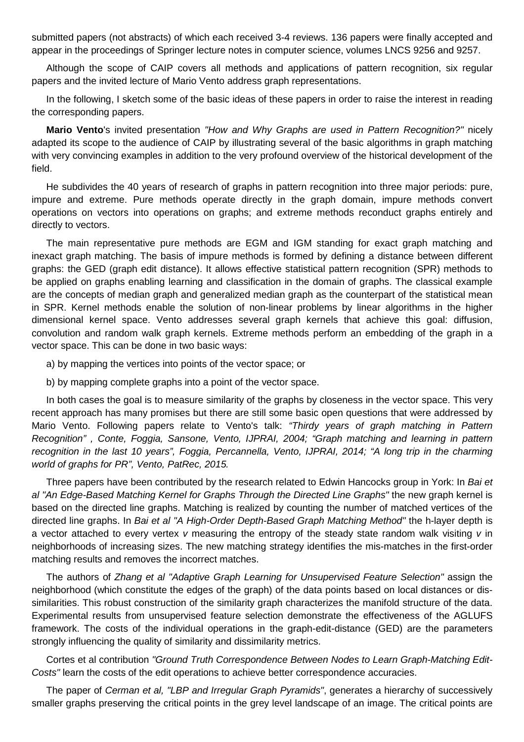submitted papers (not abstracts) of which each received 3-4 reviews. 136 papers were finally accepted and appear in the proceedings of Springer lecture notes in computer science, volumes LNCS 9256 and 9257.

Although the scope of CAIP covers all methods and applications of pattern recognition, six regular papers and the invited lecture of Mario Vento address graph representations.

In the following, I sketch some of the basic ideas of these papers in order to raise the interest in reading the corresponding papers.

**Mario Vento**'s invited presentation *"How and Why Graphs are used in Pattern Recognition?"* nicely adapted its scope to the audience of CAIP by illustrating several of the basic algorithms in graph matching with very convincing examples in addition to the very profound overview of the historical development of the field.

He subdivides the 40 years of research of graphs in pattern recognition into three major periods: pure, impure and extreme. Pure methods operate directly in the graph domain, impure methods convert operations on vectors into operations on graphs; and extreme methods reconduct graphs entirely and directly to vectors.

The main representative pure methods are EGM and IGM standing for exact graph matching and inexact graph matching. The basis of impure methods is formed by defining a distance between different graphs: the GED (graph edit distance). It allows effective statistical pattern recognition (SPR) methods to be applied on graphs enabling learning and classification in the domain of graphs. The classical example are the concepts of median graph and generalized median graph as the counterpart of the statistical mean in SPR. Kernel methods enable the solution of non-linear problems by linear algorithms in the higher dimensional kernel space. Vento addresses several graph kernels that achieve this goal: diffusion, convolution and random walk graph kernels. Extreme methods perform an embedding of the graph in a vector space. This can be done in two basic ways:

a) by mapping the vertices into points of the vector space; or

b) by mapping complete graphs into a point of the vector space.

In both cases the goal is to measure similarity of the graphs by closeness in the vector space. This very recent approach has many promises but there are still some basic open questions that were addressed by Mario Vento. Following papers relate to Vento's talk: *“Thirdy years of graph matching in Pattern Recognition” , Conte, Foggia, Sansone, Vento, IJPRAI, 2004; “Graph matching and learning in pattern recognition in the last 10 years”, Foggia, Percannella, Vento, IJPRAI, 2014; “A long trip in the charming world of graphs for PR”, Vento, PatRec, 2015.*

Three papers have been contributed by the research related to Edwin Hancocks group in York: In *Bai et al "An Edge-Based Matching Kernel for Graphs Through the Directed Line Graphs"* the new graph kernel is based on the directed line graphs. Matching is realized by counting the number of matched vertices of the directed line graphs. In *Bai et al "A High-Order Depth-Based Graph Matching Method"* the h-layer depth is a vector attached to every vertex *v* measuring the entropy of the steady state random walk visiting *v* in neighborhoods of increasing sizes. The new matching strategy identifies the mis-matches in the first-order matching results and removes the incorrect matches.

The authors of *Zhang et al "Adaptive Graph Learning for Unsupervised Feature Selection"* assign the neighborhood (which constitute the edges of the graph) of the data points based on local distances or dis-similarities. This robust construction of the similarity graph characterizes the manifold structure of the data. Experimental results from unsupervised feature selection demonstrate the effectiveness of the AGLUFS framework. The costs of the individual operations in the graph-edit-distance (GED) are the parameters strongly influencing the quality of similarity and dissimilarity metrics.

Cortes et al contribution *"Ground Truth Correspondence Between Nodes to Learn Graph-Matching Edit-Costs"* learn the costs of the edit operations to achieve better correspondence accuracies.

The paper of *Cerman et al, "LBP and Irregular Graph Pyramids"*, generates a hierarchy of successively smaller graphs preserving the critical points in the grey level landscape of an image. The critical points are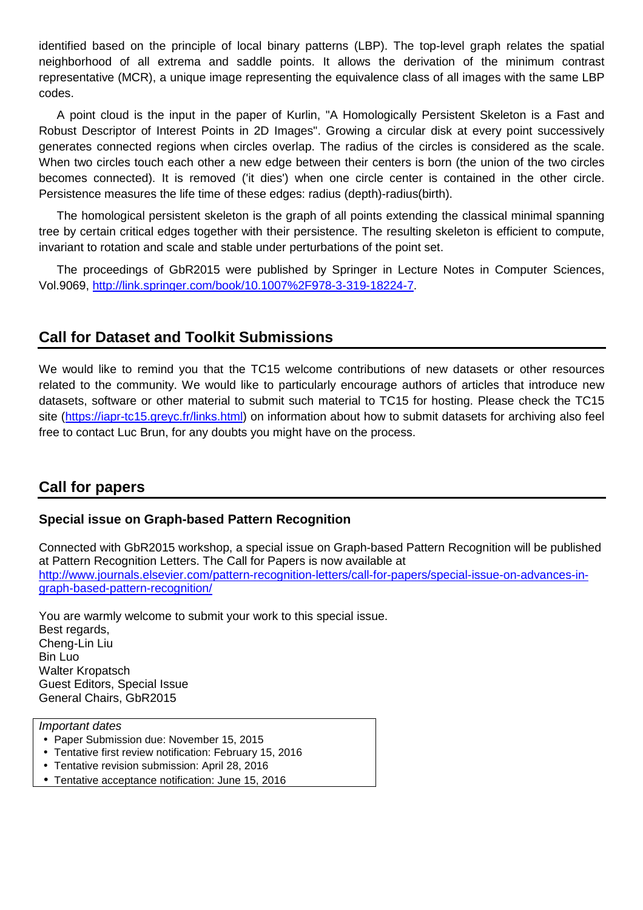identified based on the principle of local binary patterns (LBP). The top-level graph relates the spatial neighborhood of all extrema and saddle points. It allows the derivation of the minimum contrast representative (MCR), a unique image representing the equivalence class of all images with the same LBP codes.

A point cloud is the input in the paper of Kurlin, "A Homologically Persistent Skeleton is a Fast and Robust Descriptor of Interest Points in 2D Images". Growing a circular disk at every point successively generates connected regions when circles overlap. The radius of the circles is considered as the scale. When two circles touch each other a new edge between their centers is born (the union of the two circles becomes connected). It is removed ('it dies') when one circle center is contained in the other circle. Persistence measures the life time of these edges: radius (depth)-radius(birth).

The homological persistent skeleton is the graph of all points extending the classical minimal spanning tree by certain critical edges together with their persistence. The resulting skeleton is efficient to compute, invariant to rotation and scale and stable under perturbations of the point set.

The proceedings of GbR2015 were published by Springer in Lecture Notes in Computer Sciences, Vol.9069, [http://link.springer.com/book/10.1007%2F978-3-319-18224-7](http://link.springer.com/book/10.1007%2F978-3-319-18224-7).

## Call for Dataset and Toolkit Submissions

We would like to remind you that the TC15 welcome contributions of new datasets or other resources related to the community. We would like to particularly encourage authors of articles that introduce new datasets, software or other material to submit such material to TC15 for hosting. Please check the TC15 site ([https://iapr-tc15.greyc.fr/links.html](https://iapr-tc15.greyc.fr/links.html)) on information about how to submit datasets for archiving also feel free to contact Luc Brun, for any doubts you might have on the process.

## Call for papers

### Special issue on Graph-based Pattern Recognition

Connected with GbR2015 workshop, a special issue on Graph-based Pattern Recognition will be published at Pattern Recognition Letters. The Call for Papers is now available at
[http://www.journals.elsevier.com/pattern-recognition-letters/call-for-papers/special-issue-on-advances-in-graph-based-pattern-recognition/](http://www.journals.elsevier.com/pattern-recognition-letters/call-for-papers/special-issue-on-advances-in-graph-based-pattern-recognition/)

You are warmly welcome to submit your work to this special issue.
Best regards,
Cheng-Lin Liu
Bin Luo
Walter Kropatsch
Guest Editors, Special Issue
General Chairs, GbR2015

*Important dates*

- Paper Submission due: November 15, 2015
- Tentative first review notification: February 15, 2016
- Tentative revision submission: April 28, 2016
- Tentative acceptance notification: June 15, 2016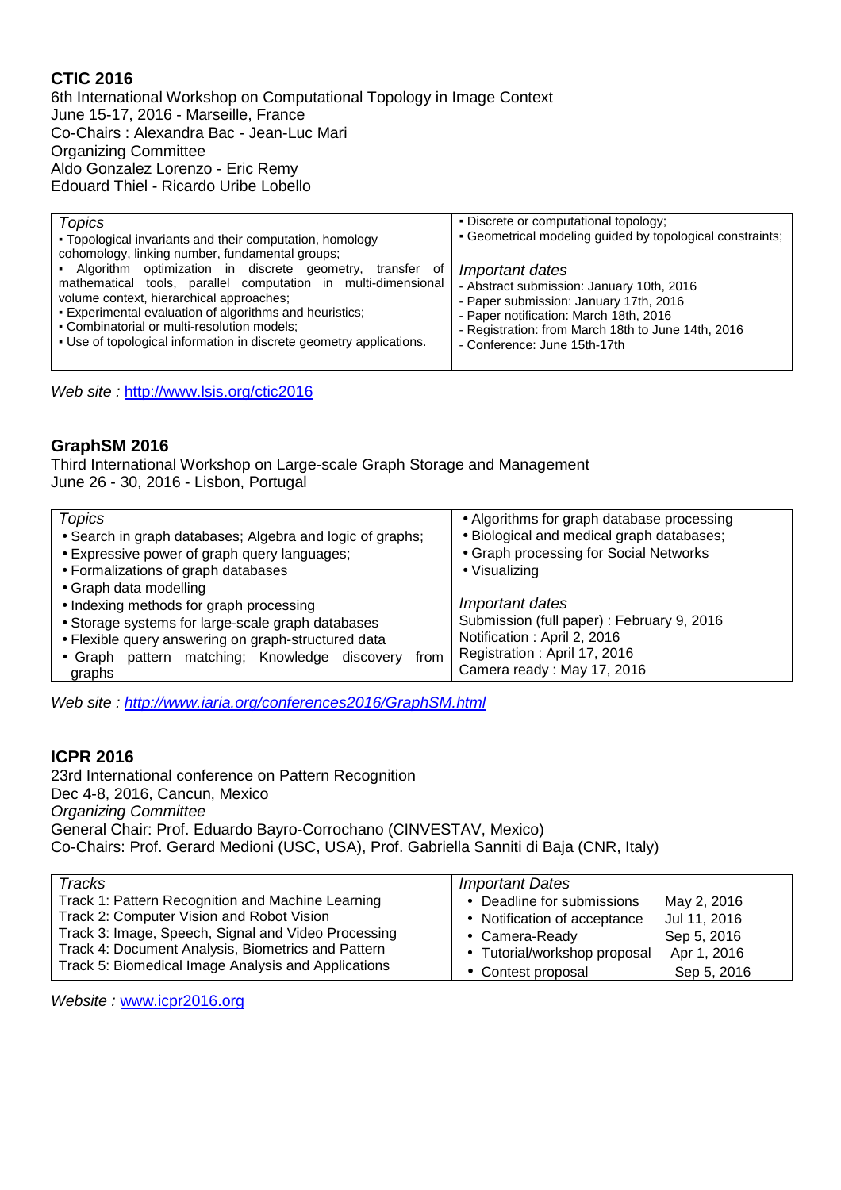### CTIC 2016

6th International Workshop on Computational Topology in Image Context
June 15-17, 2016 - Marseille, France
Co-Chairs : Alexandra Bac - Jean-Luc Mari
Organizing Committee
Aldo Gonzalez Lorenzo - Eric Remy
Edouard Thiel - Ricardo Uribe Lobello

| | |
|---|---|
| *Topics*<br>▪ Topological invariants and their computation, homology cohomology, linking number, fundamental groups;<br>▪ Algorithm optimization in discrete geometry, transfer of mathematical tools, parallel computation in multi-dimensional volume context, hierarchical approaches;<br>▪ Experimental evaluation of algorithms and heuristics;<br>▪ Combinatorial or multi-resolution models;<br>▪ Use of topological information in discrete geometry applications. | ▪ Discrete or computational topology;<br>▪ Geometrical modeling guided by topological constraints;<br><br>*Important dates*<br>- Abstract submission: January 10th, 2016<br>- Paper submission: January 17th, 2016<br>- Paper notification: March 18th, 2016<br>- Registration: from March 18th to June 14th, 2016<br>- Conference: June 15th-17th |

*Web site :* http://www.lsis.org/ctic2016

### GraphSM 2016

Third International Workshop on Large-scale Graph Storage and Management
June 26 - 30, 2016 - Lisbon, Portugal

| | |
|---|---|
| *Topics*<br>• Search in graph databases; Algebra and logic of graphs;<br>• Expressive power of graph query languages;<br>• Formalizations of graph databases<br>• Graph data modelling<br>• Indexing methods for graph processing<br>• Storage systems for large-scale graph databases<br>• Flexible query answering on graph-structured data<br>• Graph pattern matching; Knowledge discovery from graphs | • Algorithms for graph database processing<br>• Biological and medical graph databases;<br>• Graph processing for Social Networks<br>• Visualizing<br><br>*Important dates*<br>Submission (full paper) : February 9, 2016<br>Notification : April 2, 2016<br>Registration : April 17, 2016<br>Camera ready : May 17, 2016 |

*Web site : http://www.iaria.org/conferences2016/GraphSM.html*

### ICPR 2016

23rd International conference on Pattern Recognition
Dec 4-8, 2016, Cancun, Mexico
*Organizing Committee*
General Chair: Prof. Eduardo Bayro-Corrochano (CINVESTAV, Mexico)
Co-Chairs: Prof. Gerard Medioni (USC, USA), Prof. Gabriella Sanniti di Baja (CNR, Italy)

| | |
|---|---|
| *Tracks*<br>Track 1: Pattern Recognition and Machine Learning<br>Track 2: Computer Vision and Robot Vision<br>Track 3: Image, Speech, Signal and Video Processing<br>Track 4: Document Analysis, Biometrics and Pattern<br>Track 5: Biomedical Image Analysis and Applications | *Important Dates*<br>• Deadline for submissions May 2, 2016<br>• Notification of acceptance Jul 11, 2016<br>• Camera-Ready Sep 5, 2016<br>• Tutorial/workshop proposal Apr 1, 2016<br>• Contest proposal Sep 5, 2016 |

*Website :* www.icpr2016.org